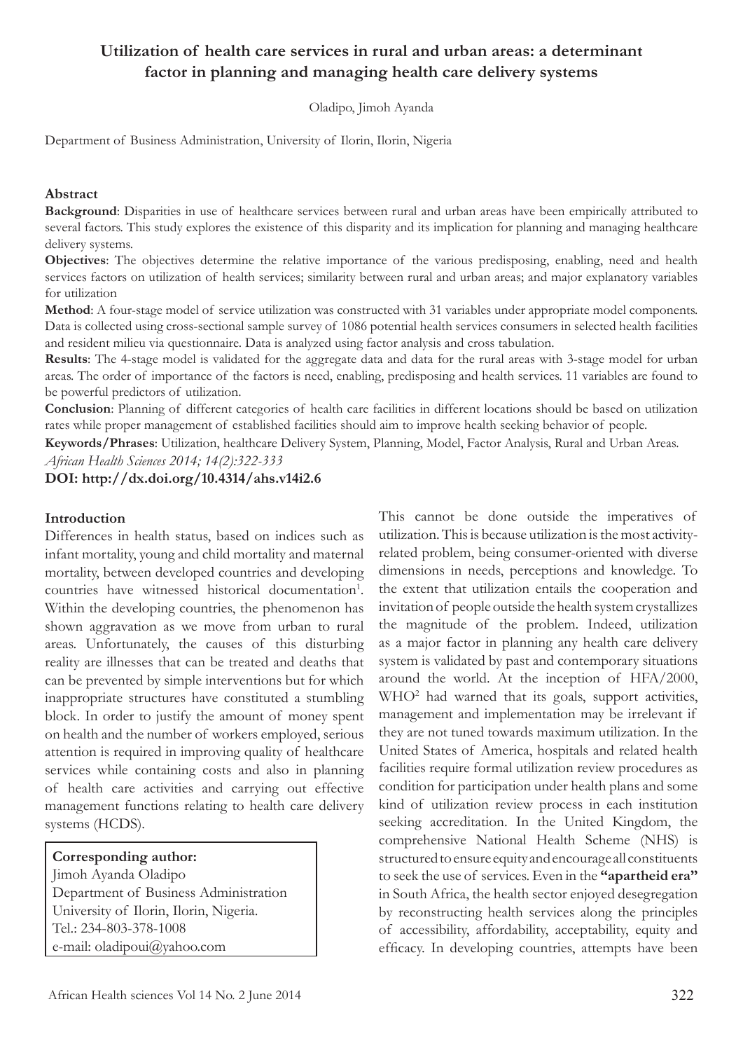# Utilization of health care services in rural and urban areas: a determinant factor in planning and managing health care delivery systems

Oladipo, Jimoh Ayanda

Department of Business Administration, University of Ilorin, Ilorin, Nigeria

## Abstract

**Background**: Disparities in use of healthcare services between rural and urban areas have been empirically attributed to several factors. This study explores the existence of this disparity and its implication for planning and managing healthcare delivery systems.

**Objectives**: The objectives determine the relative importance of the various predisposing, enabling, need and health services factors on utilization of health services; similarity between rural and urban areas; and major explanatory variables for utilization

**Method**: A four-stage model of service utilization was constructed with 31 variables under appropriate model components. Data is collected using cross-sectional sample survey of 1086 potential health services consumers in selected health facilities and resident milieu via questionnaire. Data is analyzed using factor analysis and cross tabulation.

**Results**: The 4-stage model is validated for the aggregate data and data for the rural areas with 3-stage model for urban areas. The order of importance of the factors is need, enabling, predisposing and health services. 11 variables are found to be powerful predictors of utilization.

**Conclusion**: Planning of different categories of health care facilities in different locations should be based on utilization rates while proper management of established facilities should aim to improve health seeking behavior of people.

**Keywords/Phrases**: Utilization, healthcare Delivery System, Planning, Model, Factor Analysis, Rural and Urban Areas.

*African Health Sciences 2014; 14(2):322-333*

**DOI: http://dx.doi.org/10.4314/ahs.v14i2.6**

## Introduction

Differences in health status, based on indices such as infant mortality, young and child mortality and maternal mortality, between developed countries and developing countries have witnessed historical documentation[1]. Within the developing countries, the phenomenon has shown aggravation as we move from urban to rural areas. Unfortunately, the causes of this disturbing reality are illnesses that can be treated and deaths that can be prevented by simple interventions but for which inappropriate structures have constituted a stumbling block. In order to justify the amount of money spent on health and the number of workers employed, serious attention is required in improving quality of healthcare services while containing costs and also in planning of health care activities and carrying out effective management functions relating to health care delivery systems (HCDS).

**Corresponding author:**
Jimoh Ayanda Oladipo
Department of Business Administration
University of Ilorin, Ilorin, Nigeria.
Tel.: 234-803-378-1008
e-mail: oladipoui@yahoo.com

This cannot be done outside the imperatives of utilization. This is because utilization is the most activity-related problem, being consumer-oriented with diverse dimensions in needs, perceptions and knowledge. To the extent that utilization entails the cooperation and invitation of people outside the health system crystallizes the magnitude of the problem. Indeed, utilization as a major factor in planning any health care delivery system is validated by past and contemporary situations around the world. At the inception of HFA/2000, WHO[2] had warned that its goals, support activities, management and implementation may be irrelevant if they are not tuned towards maximum utilization. In the United States of America, hospitals and related health facilities require formal utilization review procedures as condition for participation under health plans and some kind of utilization review process in each institution seeking accreditation. In the United Kingdom, the comprehensive National Health Scheme (NHS) is structured to ensure equity and encourage all constituents to seek the use of services. Even in the **"apartheid era"** in South Africa, the health sector enjoyed desegregation by reconstructing health services along the principles of accessibility, affordability, acceptability, equity and efficacy. In developing countries, attempts have been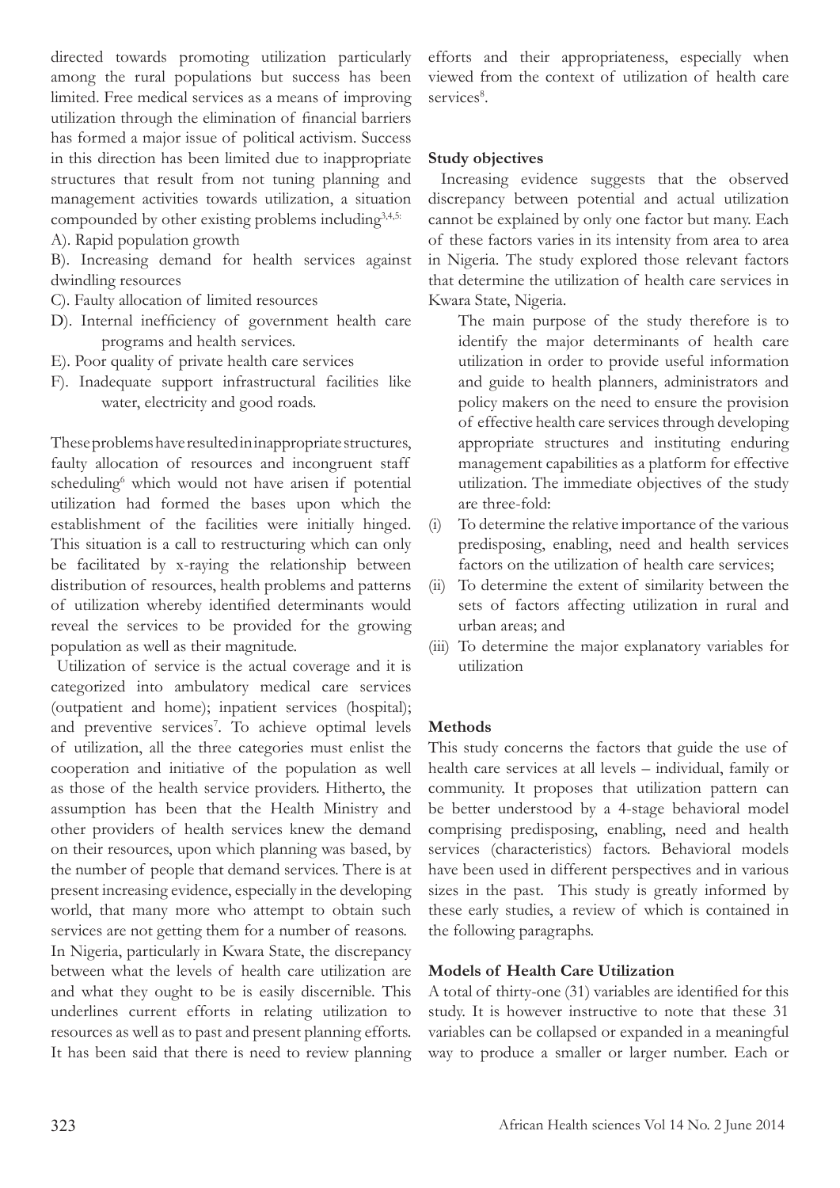directed towards promoting utilization particularly among the rural populations but success has been limited. Free medical services as a means of improving utilization through the elimination of financial barriers has formed a major issue of political activism. Success in this direction has been limited due to inappropriate structures that result from not tuning planning and management activities towards utilization, a situation compounded by other existing problems including[3,4,5]:

A). Rapid population growth

B). Increasing demand for health services against dwindling resources

C). Faulty allocation of limited resources

D). Internal inefficiency of government health care programs and health services.

E). Poor quality of private health care services

F). Inadequate support infrastructural facilities like water, electricity and good roads.

These problems have resulted in inappropriate structures, faulty allocation of resources and incongruent staff scheduling[6] which would not have arisen if potential utilization had formed the bases upon which the establishment of the facilities were initially hinged. This situation is a call to restructuring which can only be facilitated by x-raying the relationship between distribution of resources, health problems and patterns of utilization whereby identified determinants would reveal the services to be provided for the growing population as well as their magnitude.

Utilization of service is the actual coverage and it is categorized into ambulatory medical care services (outpatient and home); inpatient services (hospital); and preventive services[7]. To achieve optimal levels of utilization, all the three categories must enlist the cooperation and initiative of the population as well as those of the health service providers. Hitherto, the assumption has been that the Health Ministry and other providers of health services knew the demand on their resources, upon which planning was based, by the number of people that demand services. There is at present increasing evidence, especially in the developing world, that many more who attempt to obtain such services are not getting them for a number of reasons.

In Nigeria, particularly in Kwara State, the discrepancy between what the levels of health care utilization are and what they ought to be is easily discernible. This underlines current efforts in relating utilization to resources as well as to past and present planning efforts. It has been said that there is need to review planning efforts and their appropriateness, especially when viewed from the context of utilization of health care services[8].

### Study objectives

Increasing evidence suggests that the observed discrepancy between potential and actual utilization cannot be explained by only one factor but many. Each of these factors varies in its intensity from area to area in Nigeria. The study explored those relevant factors that determine the utilization of health care services in Kwara State, Nigeria.

The main purpose of the study therefore is to identify the major determinants of health care utilization in order to provide useful information and guide to health planners, administrators and policy makers on the need to ensure the provision of effective health care services through developing appropriate structures and instituting enduring management capabilities as a platform for effective utilization. The immediate objectives of the study are three-fold:

(i) To determine the relative importance of the various predisposing, enabling, need and health services factors on the utilization of health care services;

(ii) To determine the extent of similarity between the sets of factors affecting utilization in rural and urban areas; and

(iii) To determine the major explanatory variables for utilization

### Methods

This study concerns the factors that guide the use of health care services at all levels – individual, family or community. It proposes that utilization pattern can be better understood by a 4-stage behavioral model comprising predisposing, enabling, need and health services (characteristics) factors. Behavioral models have been used in different perspectives and in various sizes in the past. This study is greatly informed by these early studies, a review of which is contained in the following paragraphs.

### Models of Health Care Utilization

A total of thirty-one (31) variables are identified for this study. It is however instructive to note that these 31 variables can be collapsed or expanded in a meaningful way to produce a smaller or larger number. Each or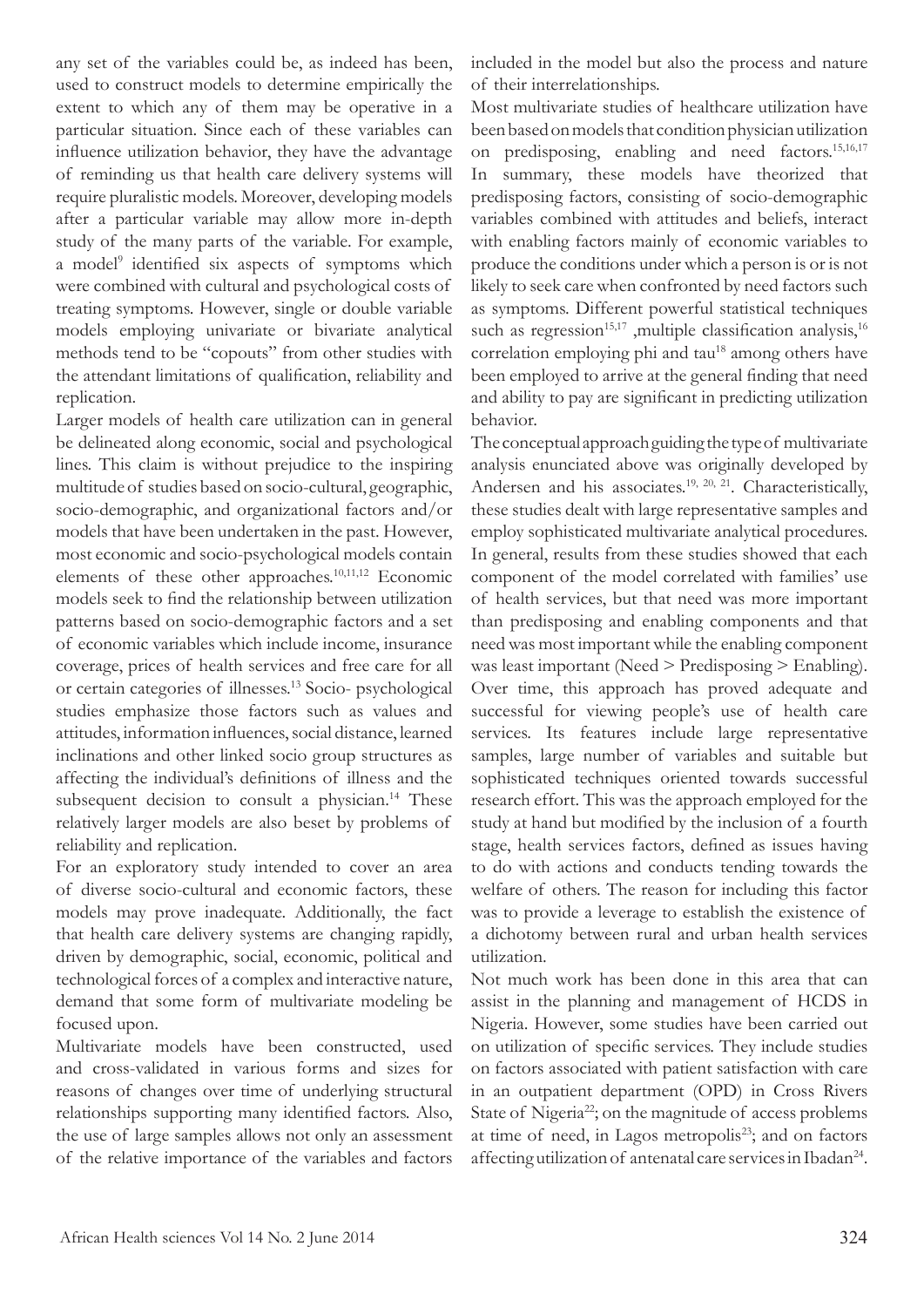any set of the variables could be, as indeed has been, used to construct models to determine empirically the extent to which any of them may be operative in a particular situation. Since each of these variables can influence utilization behavior, they have the advantage of reminding us that health care delivery systems will require pluralistic models. Moreover, developing models after a particular variable may allow more in-depth study of the many parts of the variable. For example, a model[9] identified six aspects of symptoms which were combined with cultural and psychological costs of treating symptoms. However, single or double variable models employing univariate or bivariate analytical methods tend to be "copouts" from other studies with the attendant limitations of qualification, reliability and replication.

Larger models of health care utilization can in general be delineated along economic, social and psychological lines. This claim is without prejudice to the inspiring multitude of studies based on socio-cultural, geographic, socio-demographic, and organizational factors and/or models that have been undertaken in the past. However, most economic and socio-psychological models contain elements of these other approaches.[10,11,12] Economic models seek to find the relationship between utilization patterns based on socio-demographic factors and a set of economic variables which include income, insurance coverage, prices of health services and free care for all or certain categories of illnesses.[13] Socio- psychological studies emphasize those factors such as values and attitudes, information influences, social distance, learned inclinations and other linked socio group structures as affecting the individual's definitions of illness and the subsequent decision to consult a physician.[14] These relatively larger models are also beset by problems of reliability and replication.

For an exploratory study intended to cover an area of diverse socio-cultural and economic factors, these models may prove inadequate. Additionally, the fact that health care delivery systems are changing rapidly, driven by demographic, social, economic, political and technological forces of a complex and interactive nature, demand that some form of multivariate modeling be focused upon.

Multivariate models have been constructed, used and cross-validated in various forms and sizes for reasons of changes over time of underlying structural relationships supporting many identified factors. Also, the use of large samples allows not only an assessment of the relative importance of the variables and factors included in the model but also the process and nature of their interrelationships.

Most multivariate studies of healthcare utilization have been based on models that condition physician utilization on predisposing, enabling and need factors.[15,16,17] In summary, these models have theorized that predisposing factors, consisting of socio-demographic variables combined with attitudes and beliefs, interact with enabling factors mainly of economic variables to produce the conditions under which a person is or is not likely to seek care when confronted by need factors such as symptoms. Different powerful statistical techniques such as regression[15,17] ,multiple classification analysis,[16] correlation employing phi and tau[18] among others have been employed to arrive at the general finding that need and ability to pay are significant in predicting utilization behavior.

The conceptual approach guiding the type of multivariate analysis enunciated above was originally developed by Andersen and his associates.[19, 20, 21]. Characteristically, these studies dealt with large representative samples and employ sophisticated multivariate analytical procedures. In general, results from these studies showed that each component of the model correlated with families' use of health services, but that need was more important than predisposing and enabling components and that need was most important while the enabling component was least important (Need > Predisposing > Enabling). Over time, this approach has proved adequate and successful for viewing people's use of health care services. Its features include large representative samples, large number of variables and suitable but sophisticated techniques oriented towards successful research effort. This was the approach employed for the study at hand but modified by the inclusion of a fourth stage, health services factors, defined as issues having to do with actions and conducts tending towards the welfare of others. The reason for including this factor was to provide a leverage to establish the existence of a dichotomy between rural and urban health services utilization.

Not much work has been done in this area that can assist in the planning and management of HCDS in Nigeria. However, some studies have been carried out on utilization of specific services. They include studies on factors associated with patient satisfaction with care in an outpatient department (OPD) in Cross Rivers State of Nigeria[22]; on the magnitude of access problems at time of need, in Lagos metropolis[23]; and on factors affecting utilization of antenatal care services in Ibadan[24].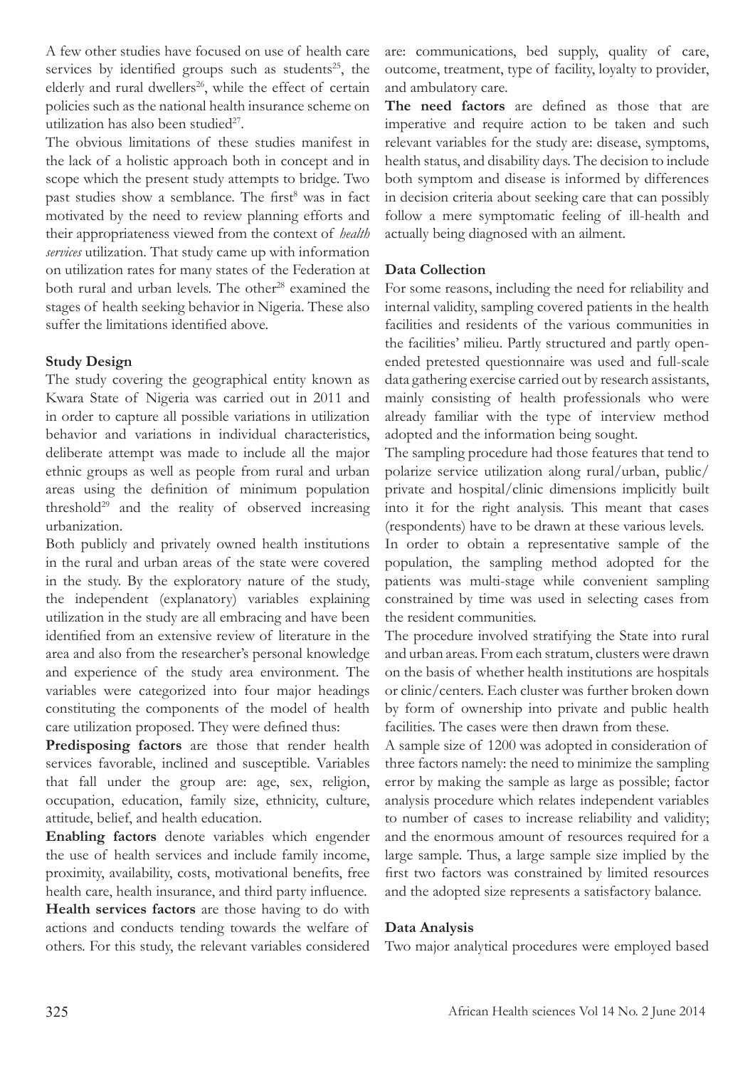A few other studies have focused on use of health care services by identified groups such as students[25], the elderly and rural dwellers[26], while the effect of certain policies such as the national health insurance scheme on utilization has also been studied[27].

The obvious limitations of these studies manifest in the lack of a holistic approach both in concept and in scope which the present study attempts to bridge. Two past studies show a semblance. The first[8] was in fact motivated by the need to review planning efforts and their appropriateness viewed from the context of *health services* utilization. That study came up with information on utilization rates for many states of the Federation at both rural and urban levels. The other[28] examined the stages of health seeking behavior in Nigeria. These also suffer the limitations identified above.

**Study Design**

The study covering the geographical entity known as Kwara State of Nigeria was carried out in 2011 and in order to capture all possible variations in utilization behavior and variations in individual characteristics, deliberate attempt was made to include all the major ethnic groups as well as people from rural and urban areas using the definition of minimum population threshold[29] and the reality of observed increasing urbanization.

Both publicly and privately owned health institutions in the rural and urban areas of the state were covered in the study. By the exploratory nature of the study, the independent (explanatory) variables explaining utilization in the study are all embracing and have been identified from an extensive review of literature in the area and also from the researcher's personal knowledge and experience of the study area environment. The variables were categorized into four major headings constituting the components of the model of health care utilization proposed. They were defined thus:

**Predisposing factors** are those that render health services favorable, inclined and susceptible. Variables that fall under the group are: age, sex, religion, occupation, education, family size, ethnicity, culture, attitude, belief, and health education.

**Enabling factors** denote variables which engender the use of health services and include family income, proximity, availability, costs, motivational benefits, free health care, health insurance, and third party influence.

**Health services factors** are those having to do with actions and conducts tending towards the welfare of others. For this study, the relevant variables considered are: communications, bed supply, quality of care, outcome, treatment, type of facility, loyalty to provider, and ambulatory care.

**The need factors** are defined as those that are imperative and require action to be taken and such relevant variables for the study are: disease, symptoms, health status, and disability days. The decision to include both symptom and disease is informed by differences in decision criteria about seeking care that can possibly follow a mere symptomatic feeling of ill-health and actually being diagnosed with an ailment.

**Data Collection**

For some reasons, including the need for reliability and internal validity, sampling covered patients in the health facilities and residents of the various communities in the facilities' milieu. Partly structured and partly open-ended pretested questionnaire was used and full-scale data gathering exercise carried out by research assistants, mainly consisting of health professionals who were already familiar with the type of interview method adopted and the information being sought.

The sampling procedure had those features that tend to polarize service utilization along rural/urban, public/private and hospital/clinic dimensions implicitly built into it for the right analysis. This meant that cases (respondents) have to be drawn at these various levels.

In order to obtain a representative sample of the population, the sampling method adopted for the patients was multi-stage while convenient sampling constrained by time was used in selecting cases from the resident communities.

The procedure involved stratifying the State into rural and urban areas. From each stratum, clusters were drawn on the basis of whether health institutions are hospitals or clinic/centers. Each cluster was further broken down by form of ownership into private and public health facilities. The cases were then drawn from these.

A sample size of 1200 was adopted in consideration of three factors namely: the need to minimize the sampling error by making the sample as large as possible; factor analysis procedure which relates independent variables to number of cases to increase reliability and validity; and the enormous amount of resources required for a large sample. Thus, a large sample size implied by the first two factors was constrained by limited resources and the adopted size represents a satisfactory balance.

**Data Analysis**

Two major analytical procedures were employed based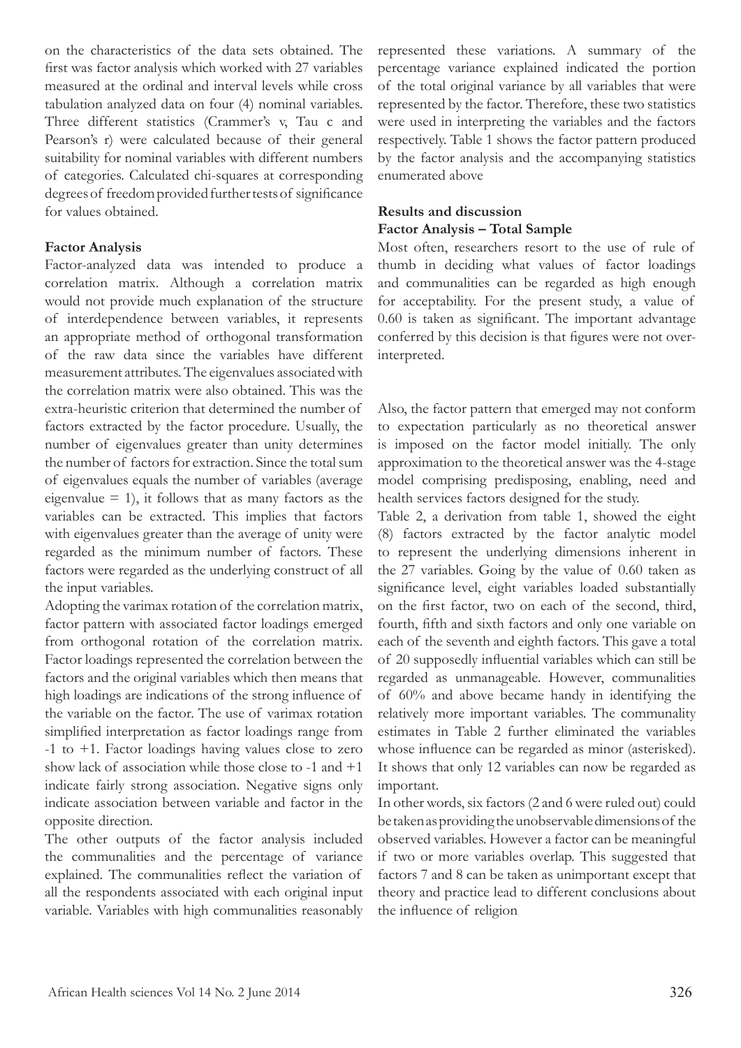on the characteristics of the data sets obtained. The first was factor analysis which worked with 27 variables measured at the ordinal and interval levels while cross tabulation analyzed data on four (4) nominal variables. Three different statistics (Crammer's v, Tau c and Pearson's r) were calculated because of their general suitability for nominal variables with different numbers of categories. Calculated chi-squares at corresponding degrees of freedom provided further tests of significance for values obtained.

**Factor Analysis**

Factor-analyzed data was intended to produce a correlation matrix. Although a correlation matrix would not provide much explanation of the structure of interdependence between variables, it represents an appropriate method of orthogonal transformation of the raw data since the variables have different measurement attributes. The eigenvalues associated with the correlation matrix were also obtained. This was the extra-heuristic criterion that determined the number of factors extracted by the factor procedure. Usually, the number of eigenvalues greater than unity determines the number of factors for extraction. Since the total sum of eigenvalues equals the number of variables (average eigenvalue = 1), it follows that as many factors as the variables can be extracted. This implies that factors with eigenvalues greater than the average of unity were regarded as the minimum number of factors. These factors were regarded as the underlying construct of all the input variables.

Adopting the varimax rotation of the correlation matrix, factor pattern with associated factor loadings emerged from orthogonal rotation of the correlation matrix. Factor loadings represented the correlation between the factors and the original variables which then means that high loadings are indications of the strong influence of the variable on the factor. The use of varimax rotation simplified interpretation as factor loadings range from -1 to +1. Factor loadings having values close to zero show lack of association while those close to -1 and +1 indicate fairly strong association. Negative signs only indicate association between variable and factor in the opposite direction.

The other outputs of the factor analysis included the communalities and the percentage of variance explained. The communalities reflect the variation of all the respondents associated with each original input variable. Variables with high communalities reasonably represented these variations. A summary of the percentage variance explained indicated the portion of the total original variance by all variables that were represented by the factor. Therefore, these two statistics were used in interpreting the variables and the factors respectively. Table 1 shows the factor pattern produced by the factor analysis and the accompanying statistics enumerated above

**Results and discussion**

**Factor Analysis – Total Sample**

Most often, researchers resort to the use of rule of thumb in deciding what values of factor loadings and communalities can be regarded as high enough for acceptability. For the present study, a value of 0.60 is taken as significant. The important advantage conferred by this decision is that figures were not over-interpreted.

Also, the factor pattern that emerged may not conform to expectation particularly as no theoretical answer is imposed on the factor model initially. The only approximation to the theoretical answer was the 4-stage model comprising predisposing, enabling, need and health services factors designed for the study.

Table 2, a derivation from table 1, showed the eight (8) factors extracted by the factor analytic model to represent the underlying dimensions inherent in the 27 variables. Going by the value of 0.60 taken as significance level, eight variables loaded substantially on the first factor, two on each of the second, third, fourth, fifth and sixth factors and only one variable on each of the seventh and eighth factors. This gave a total of 20 supposedly influential variables which can still be regarded as unmanageable. However, communalities of 60% and above became handy in identifying the relatively more important variables. The communality estimates in Table 2 further eliminated the variables whose influence can be regarded as minor (asterisked). It shows that only 12 variables can now be regarded as important.

In other words, six factors (2 and 6 were ruled out) could be taken as providing the unobservable dimensions of the observed variables. However a factor can be meaningful if two or more variables overlap. This suggested that factors 7 and 8 can be taken as unimportant except that theory and practice lead to different conclusions about the influence of religion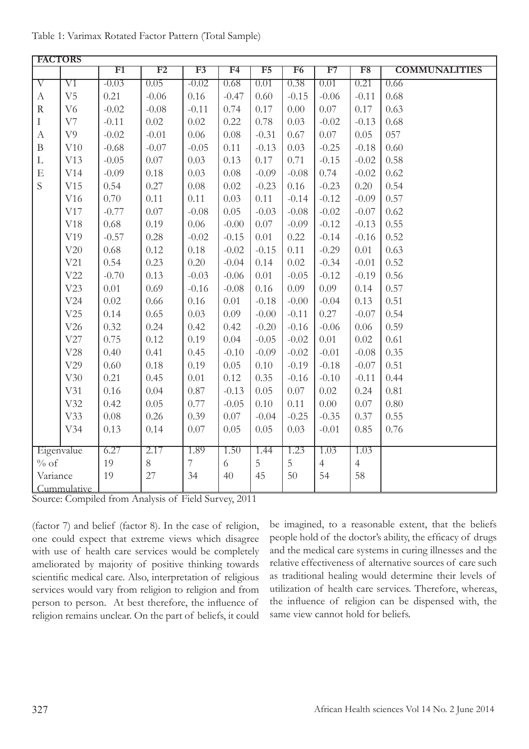Table 1: Varimax Rotated Factor Pattern (Total Sample)

| FACTORS | | | | | | | | | | |
|---|---|---|---|---|---|---|---|---|---|---|
| | | F1 | F2 | F3 | F4 | F5 | F6 | F7 | F8 | COMMUNALITIES |
| V | V1 | -0.03 | 0.05 | -0.02 | 0.68 | 0.01 | 0.38 | 0.01 | 0.21 | 0.66 |
| A | V5 | 0.21 | -0.06 | 0.16 | -0.47 | 0.60 | -0.15 | -0.06 | -0.11 | 0.68 |
| R | V6 | -0.02 | -0.08 | -0.11 | 0.74 | 0.17 | 0.00 | 0.07 | 0.17 | 0.63 |
| I | V7 | -0.11 | 0.02 | 0.02 | 0.22 | 0.78 | 0.03 | -0.02 | -0.13 | 0.68 |
| A | V9 | -0.02 | -0.01 | 0.06 | 0.08 | -0.31 | 0.67 | 0.07 | 0.05 | 057 |
| B | V10 | -0.68 | -0.07 | -0.05 | 0.11 | -0.13 | 0.03 | -0.25 | -0.18 | 0.60 |
| L | V13 | -0.05 | 0.07 | 0.03 | 0.13 | 0.17 | 0.71 | -0.15 | -0.02 | 0.58 |
| E | V14 | -0.09 | 0.18 | 0.03 | 0.08 | -0.09 | -0.08 | 0.74 | -0.02 | 0.62 |
| S | V15 | 0.54 | 0.27 | 0.08 | 0.02 | -0.23 | 0.16 | -0.23 | 0.20 | 0.54 |
| | V16 | 0.70 | 0.11 | 0.11 | 0.03 | 0.11 | -0.14 | -0.12 | -0.09 | 0.57 |
| | V17 | -0.77 | 0.07 | -0.08 | 0.05 | -0.03 | -0.08 | -0.02 | -0.07 | 0.62 |
| | V18 | 0.68 | 0.19 | 0.06 | -0.00 | 0.07 | -0.09 | -0.12 | -0.13 | 0.55 |
| | V19 | -0.57 | 0.28 | -0.02 | -0.15 | 0.01 | 0.22 | -0.14 | -0.16 | 0.52 |
| | V20 | 0.68 | 0.12 | 0.18 | -0.02 | -0.15 | 0.11 | -0.29 | 0.01 | 0.63 |
| | V21 | 0.54 | 0.23 | 0.20 | -0.04 | 0.14 | 0.02 | -0.34 | -0.01 | 0.52 |
| | V22 | -0.70 | 0.13 | -0.03 | -0.06 | 0.01 | -0.05 | -0.12 | -0.19 | 0.56 |
| | V23 | 0.01 | 0.69 | -0.16 | -0.08 | 0.16 | 0.09 | 0.09 | 0.14 | 0.57 |
| | V24 | 0.02 | 0.66 | 0.16 | 0.01 | -0.18 | -0.00 | -0.04 | 0.13 | 0.51 |
| | V25 | 0.14 | 0.65 | 0.03 | 0.09 | -0.00 | -0.11 | 0.27 | -0.07 | 0.54 |
| | V26 | 0.32 | 0.24 | 0.42 | 0.42 | -0.20 | -0.16 | -0.06 | 0.06 | 0.59 |
| | V27 | 0.75 | 0.12 | 0.19 | 0.04 | -0.05 | -0.02 | 0.01 | 0.02 | 0.61 |
| | V28 | 0.40 | 0.41 | 0.45 | -0.10 | -0.09 | -0.02 | -0.01 | -0.08 | 0.35 |
| | V29 | 0.60 | 0.18 | 0.19 | 0.05 | 0.10 | -0.19 | -0.18 | -0.07 | 0.51 |
| | V30 | 0.21 | 0.45 | 0.01 | 0.12 | 0.35 | -0.16 | -0.10 | -0.11 | 0.44 |
| | V31 | 0.16 | 0.04 | 0.87 | -0.13 | 0.05 | 0.07 | 0.02 | 0.24 | 0.81 |
| | V32 | 0.42 | 0.05 | 0.77 | -0.05 | 0.10 | 0.11 | 0.00 | 0.07 | 0.80 |
| | V33 | 0.08 | 0.26 | 0.39 | 0.07 | -0.04 | -0.25 | -0.35 | 0.37 | 0.55 |
| | V34 | 0.13 | 0.14 | 0.07 | 0.05 | 0.05 | 0.03 | -0.01 | 0.85 | 0.76 |
| Eigenvalue | | 6.27 | 2.17 | 1.89 | 1.50 | 1.44 | 1.23 | 1.03 | 1.03 | |
| % of Variance | | 19 | 8 | 7 | 6 | 5 | 5 | 4 | 4 | |
| Cummulative | | 19 | 27 | 34 | 40 | 45 | 50 | 54 | 58 | |

Source: Compiled from Analysis of Field Survey, 2011

(factor 7) and belief (factor 8). In the case of religion, one could expect that extreme views which disagree with use of health care services would be completely ameliorated by majority of positive thinking towards scientific medical care. Also, interpretation of religious services would vary from religion to religion and from person to person. At best therefore, the influence of religion remains unclear. On the part of beliefs, it could be imagined, to a reasonable extent, that the beliefs people hold of the doctor's ability, the efficacy of drugs and the medical care systems in curing illnesses and the relative effectiveness of alternative sources of care such as traditional healing would determine their levels of utilization of health care services. Therefore, whereas, the influence of religion can be dispensed with, the same view cannot hold for beliefs.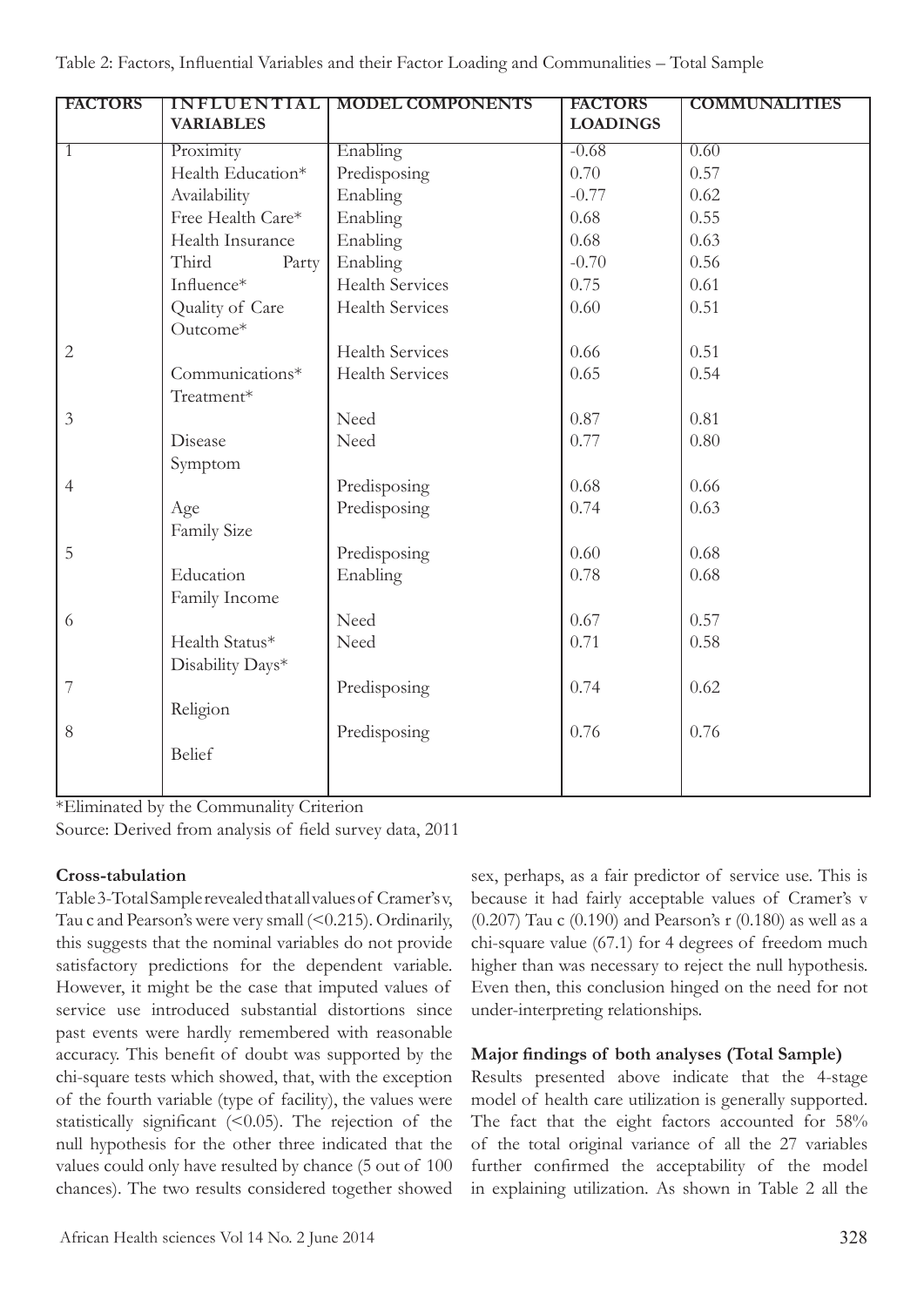Table 2: Factors, Influential Variables and their Factor Loading and Communalities – Total Sample

| FACTORS | INFLUENTIAL VARIABLES | MODEL COMPONENTS | FACTORS LOADINGS | COMMUNALITIES |
|---|---|---|---|---|
| 1 | Proximity | Enabling | -0.68 | 0.60 |
| | Health Education* | Predisposing | 0.70 | 0.57 |
| | Availability | Enabling | -0.77 | 0.62 |
| | Free Health Care* | Enabling | 0.68 | 0.55 |
| | Health Insurance | Enabling | 0.68 | 0.63 |
| | Third Party | Enabling | -0.70 | 0.56 |
| | Influence* | Health Services | 0.75 | 0.61 |
| | Quality of Care | Health Services | 0.60 | 0.51 |
| | Outcome* | | | |
| 2 | | Health Services | 0.66 | 0.51 |
| | Communications* | Health Services | 0.65 | 0.54 |
| | Treatment* | | | |
| 3 | | Need | 0.87 | 0.81 |
| | Disease | Need | 0.77 | 0.80 |
| | Symptom | | | |
| 4 | | Predisposing | 0.68 | 0.66 |
| | Age | Predisposing | 0.74 | 0.63 |
| | Family Size | | | |
| 5 | | Predisposing | 0.60 | 0.68 |
| | Education | Enabling | 0.78 | 0.68 |
| | Family Income | | | |
| 6 | | Need | 0.67 | 0.57 |
| | Health Status* | Need | 0.71 | 0.58 |
| | Disability Days* | | | |
| 7 | | Predisposing | 0.74 | 0.62 |
| | Religion | | | |
| 8 | | Predisposing | 0.76 | 0.76 |
| | Belief | | | |

*Eliminated by the Communality Criterion

Source: Derived from analysis of field survey data, 2011

**Cross-tabulation**

Table 3-Total Sample revealed that all values of Cramer's v, Tau c and Pearson's were very small (<0.215). Ordinarily, this suggests that the nominal variables do not provide satisfactory predictions for the dependent variable. However, it might be the case that imputed values of service use introduced substantial distortions since past events were hardly remembered with reasonable accuracy. This benefit of doubt was supported by the chi-square tests which showed, that, with the exception of the fourth variable (type of facility), the values were statistically significant (<0.05). The rejection of the null hypothesis for the other three indicated that the values could only have resulted by chance (5 out of 100 chances). The two results considered together showed sex, perhaps, as a fair predictor of service use. This is because it had fairly acceptable values of Cramer's v (0.207) Tau c (0.190) and Pearson's r (0.180) as well as a chi-square value (67.1) for 4 degrees of freedom much higher than was necessary to reject the null hypothesis. Even then, this conclusion hinged on the need for not under-interpreting relationships.

**Major findings of both analyses (Total Sample)**

Results presented above indicate that the 4-stage model of health care utilization is generally supported. The fact that the eight factors accounted for 58% of the total original variance of all the 27 variables further confirmed the acceptability of the model in explaining utilization. As shown in Table 2 all the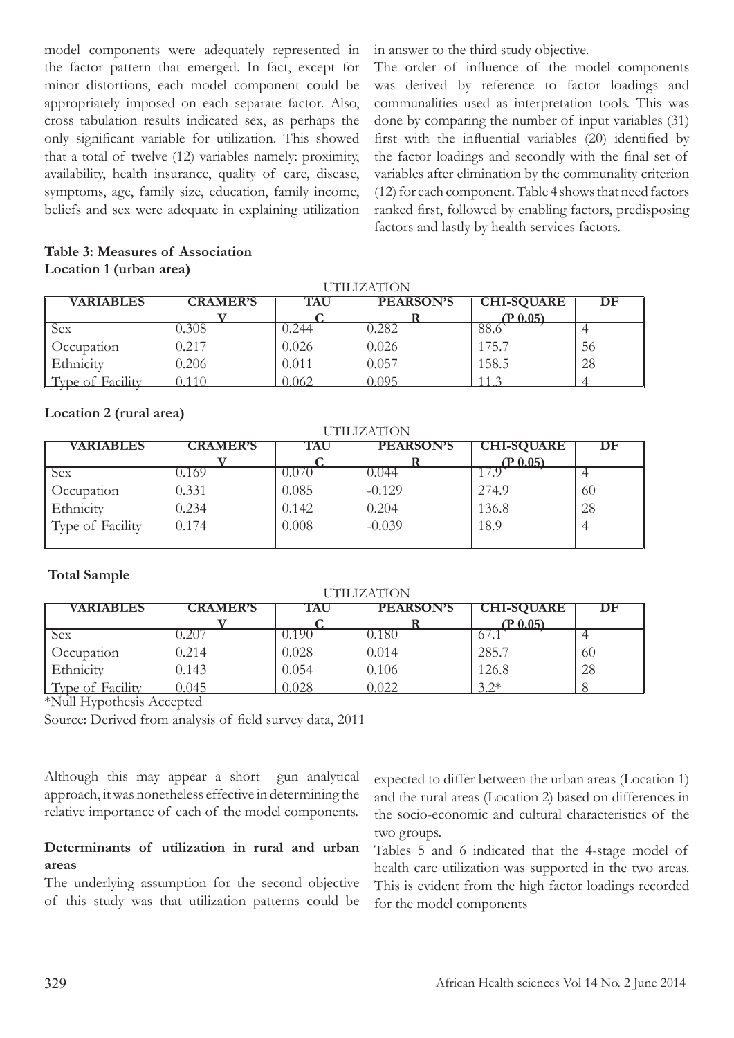model components were adequately represented in the factor pattern that emerged. In fact, except for minor distortions, each model component could be appropriately imposed on each separate factor. Also, cross tabulation results indicated sex, as perhaps the only significant variable for utilization. This showed that a total of twelve (12) variables namely: proximity, availability, health insurance, quality of care, disease, symptoms, age, family size, education, family income, beliefs and sex were adequate in explaining utilization in answer to the third study objective.

The order of influence of the model components was derived by reference to factor loadings and communalities used as interpretation tools. This was done by comparing the number of input variables (31) first with the influential variables (20) identified by the factor loadings and secondly with the final set of variables after elimination by the communality criterion (12) for each component. Table 4 shows that need factors ranked first, followed by enabling factors, predisposing factors and lastly by health services factors.

**Table 3: Measures of Association**

**Location 1 (urban area)**

| | UTILIZATION | | | | |
|---|---|---|---|---|---|
| **VARIABLES** | **CRAMER'S V** | **TAU C** | **PEARSON'S R** | **CHI-SQUARE (P 0.05)** | **DF** |
| Sex | 0.308 | 0.244 | 0.282 | 88.6 | 4 |
| Occupation | 0.217 | 0.026 | 0.026 | 175.7 | 56 |
| Ethnicity | 0.206 | 0.011 | 0.057 | 158.5 | 28 |
| Type of Facility | 0.110 | 0.062 | 0.095 | 11.3 | 4 |

**Location 2 (rural area)**

| | UTILIZATION | | | | |
|---|---|---|---|---|---|
| **VARIABLES** | **CRAMER'S V** | **TAU C** | **PEARSON'S R** | **CHI-SQUARE (P 0.05)** | **DF** |
| Sex | 0.169 | 0.070 | 0.044 | 17.9 | 4 |
| Occupation | 0.331 | 0.085 | -0.129 | 274.9 | 60 |
| Ethnicity | 0.234 | 0.142 | 0.204 | 136.8 | 28 |
| Type of Facility | 0.174 | 0.008 | -0.039 | 18.9 | 4 |

**Total Sample**

| | UTILIZATION | | | | |
|---|---|---|---|---|---|
| **VARIABLES** | **CRAMER'S V** | **TAU C** | **PEARSON'S R** | **CHI-SQUARE (P 0.05)** | **DF** |
| Sex | 0.207 | 0.190 | 0.180 | 67.1 | 4 |
| Occupation | 0.214 | 0.028 | 0.014 | 285.7 | 60 |
| Ethnicity | 0.143 | 0.054 | 0.106 | 126.8 | 28 |
| Type of Facility | 0.045 | 0.028 | 0.022 | 3.2* | 8 |

*Null Hypothesis Accepted

Source: Derived from analysis of field survey data, 2011

Although this may appear a short gun analytical approach, it was nonetheless effective in determining the relative importance of each of the model components.

### Determinants of utilization in rural and urban areas

The underlying assumption for the second objective of this study was that utilization patterns could be expected to differ between the urban areas (Location 1) and the rural areas (Location 2) based on differences in the socio-economic and cultural characteristics of the two groups.

Tables 5 and 6 indicated that the 4-stage model of health care utilization was supported in the two areas. This is evident from the high factor loadings recorded for the model components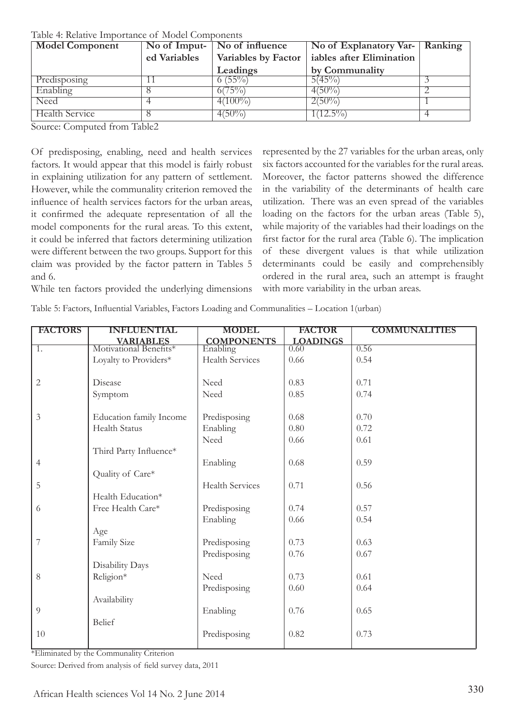Table 4: Relative Importance of Model Components

| Model Component | No of Imputed Variables | No of influence Variables by Factor Leadings | No of Explanatory Variables after Elimination by Communality | Ranking |
|---|---|---|---|---|
| Predisposing | 11 | 6 (55%) | 5(45%) | 3 |
| Enabling | 8 | 6(75%) | 4(50%) | 2 |
| Need | 4 | 4(100%) | 2(50%) | 1 |
| Health Service | 8 | 4(50%) | 1(12.5%) | 4 |

Source: Computed from Table2

Of predisposing, enabling, need and health services factors. It would appear that this model is fairly robust in explaining utilization for any pattern of settlement. However, while the communality criterion removed the influence of health services factors for the urban areas, it confirmed the adequate representation of all the model components for the rural areas. To this extent, it could be inferred that factors determining utilization were different between the two groups. Support for this claim was provided by the factor pattern in Tables 5 and 6.

While ten factors provided the underlying dimensions represented by the 27 variables for the urban areas, only six factors accounted for the variables for the rural areas. Moreover, the factor patterns showed the difference in the variability of the determinants of health care utilization. There was an even spread of the variables loading on the factors for the urban areas (Table 5), while majority of the variables had their loadings on the first factor for the rural area (Table 6). The implication of these divergent values is that while utilization determinants could be easily and comprehensibly ordered in the rural area, such an attempt is fraught with more variability in the urban areas.

Table 5: Factors, Influential Variables, Factors Loading and Communalities – Location 1(urban)

| FACTORS | INFLUENTIAL VARIABLES | MODEL COMPONENTS | FACTOR LOADINGS | COMMUNALITIES |
|---|---|---|---|---|
| 1. | Motivational Benefits* | Enabling | 0.60 | 0.56 |
| | Loyalty to Providers* | Health Services | 0.66 | 0.54 |
| 2 | Disease | Need | 0.83 | 0.71 |
| | Symptom | Need | 0.85 | 0.74 |
| 3 | Education family Income | Predisposing | 0.68 | 0.70 |
| | Health Status | Enabling | 0.80 | 0.72 |
| | | Need | 0.66 | 0.61 |
| | Third Party Influence* | | | |
| 4 | | Enabling | 0.68 | 0.59 |
| | Quality of Care* | | | |
| 5 | | Health Services | 0.71 | 0.56 |
| | Health Education* | | | |
| 6 | Free Health Care* | Predisposing | 0.74 | 0.57 |
| | | Enabling | 0.66 | 0.54 |
| | Age | | | |
| 7 | Family Size | Predisposing | 0.73 | 0.63 |
| | | Predisposing | 0.76 | 0.67 |
| | Disability Days | | | |
| 8 | Religion* | Need | 0.73 | 0.61 |
| | | Predisposing | 0.60 | 0.64 |
| | Availability | | | |
| 9 | | Enabling | 0.76 | 0.65 |
| | Belief | | | |
| 10 | | Predisposing | 0.82 | 0.73 |

*Eliminated by the Communality Criterion

Source: Derived from analysis of field survey data, 2011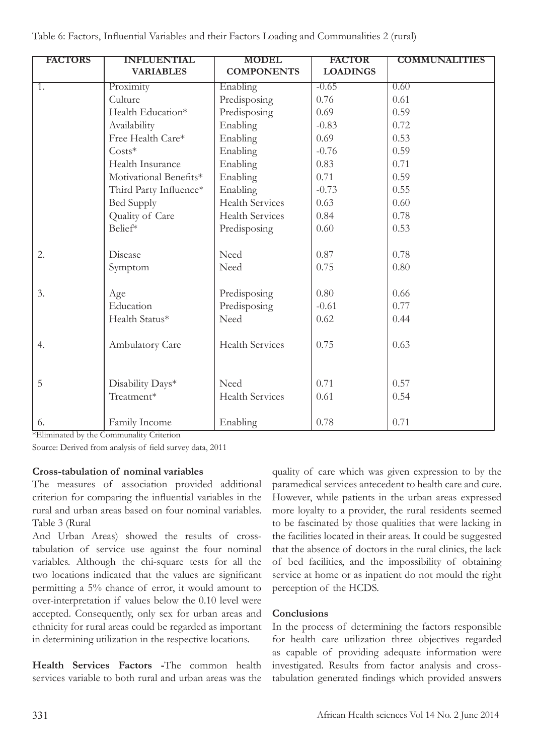Table 6: Factors, Influential Variables and their Factors Loading and Communalities 2 (rural)

| FACTORS | INFLUENTIAL VARIABLES | MODEL COMPONENTS | FACTOR LOADINGS | COMMUNALITIES |
|---|---|---|---|---|
| 1. | Proximity | Enabling | -0.65 | 0.60 |
| | Culture | Predisposing | 0.76 | 0.61 |
| | Health Education* | Predisposing | 0.69 | 0.59 |
| | Availability | Enabling | -0.83 | 0.72 |
| | Free Health Care* | Enabling | 0.69 | 0.53 |
| | Costs* | Enabling | -0.76 | 0.59 |
| | Health Insurance | Enabling | 0.83 | 0.71 |
| | Motivational Benefits* | Enabling | 0.71 | 0.59 |
| | Third Party Influence* | Enabling | -0.73 | 0.55 |
| | Bed Supply | Health Services | 0.63 | 0.60 |
| | Quality of Care | Health Services | 0.84 | 0.78 |
| | Belief* | Predisposing | 0.60 | 0.53 |
| 2. | Disease | Need | 0.87 | 0.78 |
| | Symptom | Need | 0.75 | 0.80 |
| 3. | Age | Predisposing | 0.80 | 0.66 |
| | Education | Predisposing | -0.61 | 0.77 |
| | Health Status* | Need | 0.62 | 0.44 |
| 4. | Ambulatory Care | Health Services | 0.75 | 0.63 |
| 5 | Disability Days* | Need | 0.71 | 0.57 |
| | Treatment* | Health Services | 0.61 | 0.54 |
| 6. | Family Income | Enabling | 0.78 | 0.71 |

*Eliminated by the Communality Criterion

Source: Derived from analysis of field survey data, 2011

**Cross-tabulation of nominal variables**

The measures of association provided additional criterion for comparing the influential variables in the rural and urban areas based on four nominal variables. Table 3 (Rural And Urban Areas) showed the results of cross-tabulation of service use against the four nominal variables. Although the chi-square tests for all the two locations indicated that the values are significant permitting a 5% chance of error, it would amount to over-interpretation if values below the 0.10 level were accepted. Consequently, only sex for urban areas and ethnicity for rural areas could be regarded as important in determining utilization in the respective locations.

**Health Services Factors -**The common health services variable to both rural and urban areas was the quality of care which was given expression to by the paramedical services antecedent to health care and cure. However, while patients in the urban areas expressed more loyalty to a provider, the rural residents seemed to be fascinated by those qualities that were lacking in the facilities located in their areas. It could be suggested that the absence of doctors in the rural clinics, the lack of bed facilities, and the impossibility of obtaining service at home or as inpatient do not mould the right perception of the HCDS.

**Conclusions**

In the process of determining the factors responsible for health care utilization three objectives regarded as capable of providing adequate information were investigated. Results from factor analysis and cross-tabulation generated findings which provided answers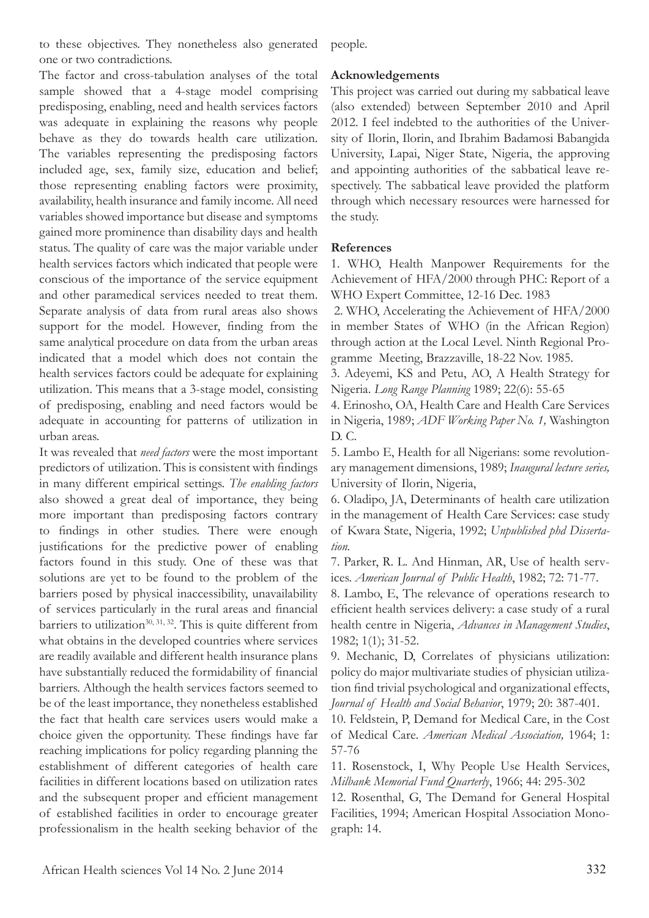to these objectives. They nonetheless also generated one or two contradictions.

The factor and cross-tabulation analyses of the total sample showed that a 4-stage model comprising predisposing, enabling, need and health services factors was adequate in explaining the reasons why people behave as they do towards health care utilization. The variables representing the predisposing factors included age, sex, family size, education and belief; those representing enabling factors were proximity, availability, health insurance and family income. All need variables showed importance but disease and symptoms gained more prominence than disability days and health status. The quality of care was the major variable under health services factors which indicated that people were conscious of the importance of the service equipment and other paramedical services needed to treat them. Separate analysis of data from rural areas also shows support for the model. However, finding from the same analytical procedure on data from the urban areas indicated that a model which does not contain the health services factors could be adequate for explaining utilization. This means that a 3-stage model, consisting of predisposing, enabling and need factors would be adequate in accounting for patterns of utilization in urban areas.

It was revealed that *need factors* were the most important predictors of utilization. This is consistent with findings in many different empirical settings. *The enabling factors* also showed a great deal of importance, they being more important than predisposing factors contrary to findings in other studies. There were enough justifications for the predictive power of enabling factors found in this study. One of these was that solutions are yet to be found to the problem of the barriers posed by physical inaccessibility, unavailability of services particularly in the rural areas and financial barriers to utilization[30, 31, 32]. This is quite different from what obtains in the developed countries where services are readily available and different health insurance plans have substantially reduced the formidability of financial barriers. Although the health services factors seemed to be of the least importance, they nonetheless established the fact that health care services users would make a choice given the opportunity. These findings have far reaching implications for policy regarding planning the establishment of different categories of health care facilities in different locations based on utilization rates and the subsequent proper and efficient management of established facilities in order to encourage greater professionalism in the health seeking behavior of the people.

**Acknowledgements**

This project was carried out during my sabbatical leave (also extended) between September 2010 and April 2012. I feel indebted to the authorities of the University of Ilorin, Ilorin, and Ibrahim Badamosi Babangida University, Lapai, Niger State, Nigeria, the approving and appointing authorities of the sabbatical leave respectively. The sabbatical leave provided the platform through which necessary resources were harnessed for the study.

**References**

1. WHO, Health Manpower Requirements for the Achievement of HFA/2000 through PHC: Report of a WHO Expert Committee, 12-16 Dec. 1983
2. WHO, Accelerating the Achievement of HFA/2000 in member States of WHO (in the African Region) through action at the Local Level. Ninth Regional Programme Meeting, Brazzaville, 18-22 Nov. 1985.
3. Adeyemi, KS and Petu, AO, A Health Strategy for Nigeria. *Long Range Planning* 1989; 22(6): 55-65
4. Erinosho, OA, Health Care and Health Care Services in Nigeria, 1989; *ADF Working Paper No. 1,* Washington D. C.
5. Lambo E, Health for all Nigerians: some revolutionary management dimensions, 1989; *Inaugural lecture series,* University of Ilorin, Nigeria,
6. Oladipo, JA, Determinants of health care utilization in the management of Health Care Services: case study of Kwara State, Nigeria, 1992; *Unpublished phd Dissertation.*
7. Parker, R. L. And Hinman, AR, Use of health services. *American Journal of Public Health*, 1982; 72: 71-77.
8. Lambo, E, The relevance of operations research to efficient health services delivery: a case study of a rural health centre in Nigeria, *Advances in Management Studies*, 1982; 1(1); 31-52.
9. Mechanic, D, Correlates of physicians utilization: policy do major multivariate studies of physician utilization find trivial psychological and organizational effects, *Journal of Health and Social Behavior*, 1979; 20: 387-401.
10. Feldstein, P, Demand for Medical Care, in the Cost of Medical Care. *American Medical Association,* 1964; 1: 57-76
11. Rosenstock, I, Why People Use Health Services, *Milbank Memorial Fund Quarterly*, 1966; 44: 295-302
12. Rosenthal, G, The Demand for General Hospital Facilities, 1994; American Hospital Association Monograph: 14.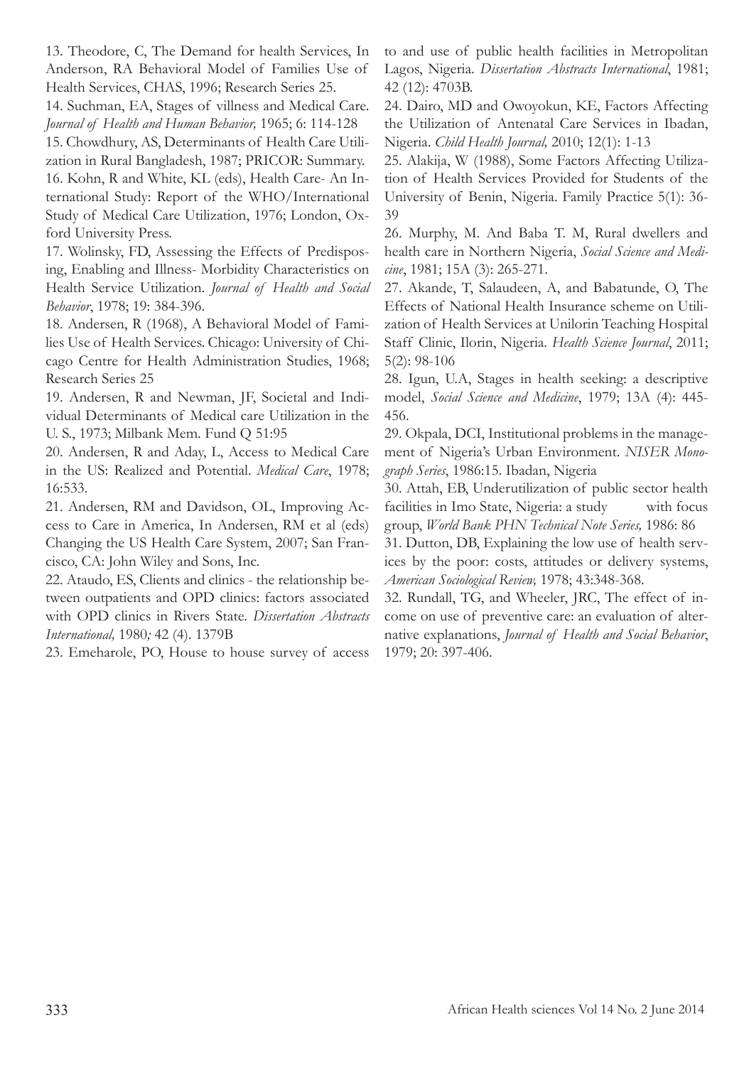13. Theodore, C, The Demand for health Services, In Anderson, RA Behavioral Model of Families Use of Health Services, CHAS, 1996; Research Series 25.

14. Suchman, EA, Stages of villness and Medical Care. *Journal of Health and Human Behavior,* 1965; 6: 114-128

15. Chowdhury, AS, Determinants of Health Care Utilization in Rural Bangladesh, 1987; PRICOR: Summary.

16. Kohn, R and White, KL (eds), Health Care- An International Study: Report of the WHO/International Study of Medical Care Utilization, 1976; London, Oxford University Press.

17. Wolinsky, FD, Assessing the Effects of Predisposing, Enabling and Illness- Morbidity Characteristics on Health Service Utilization. *Journal of Health and Social Behavior*, 1978; 19: 384-396.

18. Andersen, R (1968), A Behavioral Model of Families Use of Health Services. Chicago: University of Chicago Centre for Health Administration Studies, 1968; Research Series 25

19. Andersen, R and Newman, JF, Societal and Individual Determinants of Medical care Utilization in the U. S., 1973; Milbank Mem. Fund Q 51:95

20. Andersen, R and Aday, L, Access to Medical Care in the US: Realized and Potential. *Medical Care*, 1978; 16:533.

21. Andersen, RM and Davidson, OL, Improving Access to Care in America, In Andersen, RM et al (eds) Changing the US Health Care System, 2007; San Francisco, CA: John Wiley and Sons, Inc.

22. Ataudo, ES, Clients and clinics - the relationship between outpatients and OPD clinics: factors associated with OPD clinics in Rivers State. *Dissertation Abstracts International,* 1980*;* 42 (4). 1379B

23. Emeharole, PO, House to house survey of access to and use of public health facilities in Metropolitan Lagos, Nigeria. *Dissertation Abstracts International*, 1981; 42 (12): 4703B.

24. Dairo, MD and Owoyokun, KE, Factors Affecting the Utilization of Antenatal Care Services in Ibadan, Nigeria. *Child Health Journal,* 2010; 12(1): 1-13

25. Alakija, W (1988), Some Factors Affecting Utilization of Health Services Provided for Students of the University of Benin, Nigeria. Family Practice 5(1): 36-39

26. Murphy, M. And Baba T. M, Rural dwellers and health care in Northern Nigeria, *Social Science and Medicine*, 1981; 15A (3): 265-271.

27. Akande, T, Salaudeen, A, and Babatunde, O, The Effects of National Health Insurance scheme on Utilization of Health Services at Unilorin Teaching Hospital Staff Clinic, Ilorin, Nigeria. *Health Science Journal*, 2011; 5(2): 98-106

28. Igun, U.A, Stages in health seeking: a descriptive model, *Social Science and Medicine*, 1979; 13A (4): 445-456.

29. Okpala, DCI, Institutional problems in the management of Nigeria's Urban Environment. *NISER Monograph Series*, 1986:15. Ibadan, Nigeria

30. Attah, EB, Underutilization of public sector health facilities in Imo State, Nigeria: a study with focus group, *World Bank PHN Technical Note Series,* 1986: 86

31. Dutton, DB, Explaining the low use of health services by the poor: costs, attitudes or delivery systems, *American Sociological Review,* 1978; 43:348-368.

32. Rundall, TG, and Wheeler, JRC, The effect of income on use of preventive care: an evaluation of alternative explanations, *Journal of Health and Social Behavior*, 1979; 20: 397-406.